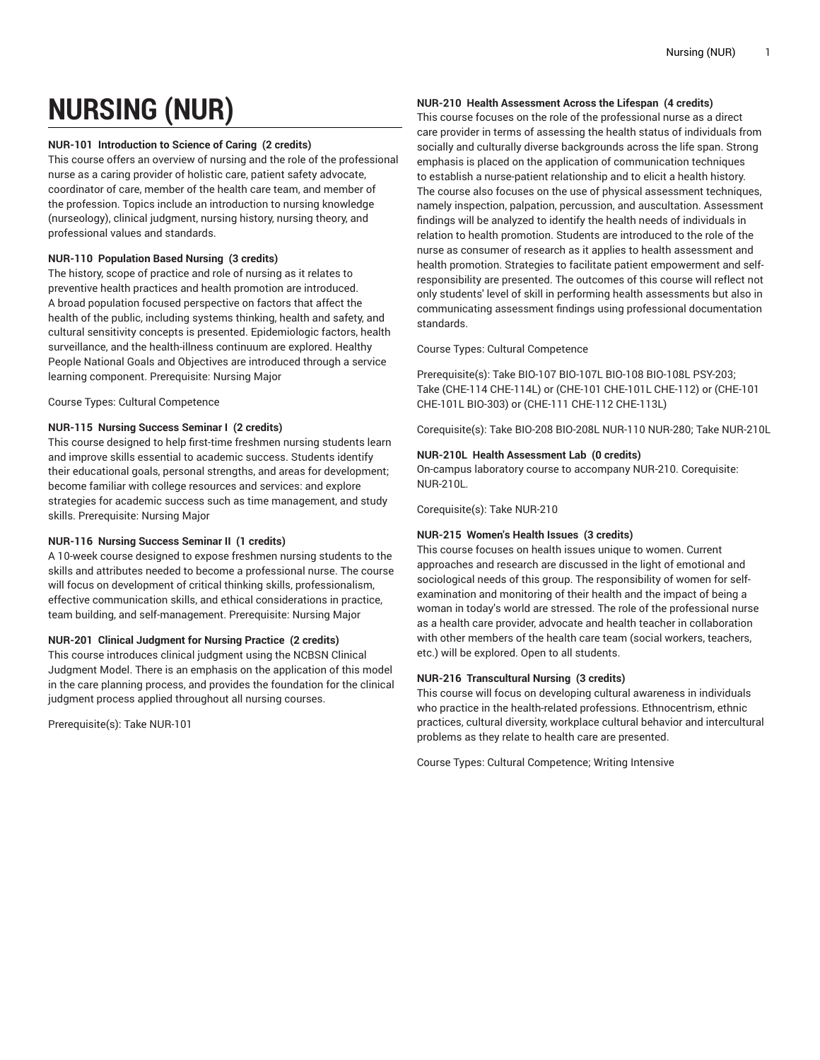# NURSING (NUR)

**NUR-101 Introduction to Science of Caring (2 credits)**
This course offers an overview of nursing and the role of the professional nurse as a caring provider of holistic care, patient safety advocate, coordinator of care, member of the health care team, and member of the profession. Topics include an introduction to nursing knowledge (nurseology), clinical judgment, nursing history, nursing theory, and professional values and standards.

**NUR-110 Population Based Nursing (3 credits)**
The history, scope of practice and role of nursing as it relates to preventive health practices and health promotion are introduced. A broad population focused perspective on factors that affect the health of the public, including systems thinking, health and safety, and cultural sensitivity concepts is presented. Epidemiologic factors, health surveillance, and the health-illness continuum are explored. Healthy People National Goals and Objectives are introduced through a service learning component. Prerequisite: Nursing Major

Course Types: Cultural Competence

**NUR-115 Nursing Success Seminar I (2 credits)**
This course designed to help first-time freshmen nursing students learn and improve skills essential to academic success. Students identify their educational goals, personal strengths, and areas for development; become familiar with college resources and services: and explore strategies for academic success such as time management, and study skills. Prerequisite: Nursing Major

**NUR-116 Nursing Success Seminar II (1 credits)**
A 10-week course designed to expose freshmen nursing students to the skills and attributes needed to become a professional nurse. The course will focus on development of critical thinking skills, professionalism, effective communication skills, and ethical considerations in practice, team building, and self-management. Prerequisite: Nursing Major

**NUR-201 Clinical Judgment for Nursing Practice (2 credits)**
This course introduces clinical judgment using the NCBSN Clinical Judgment Model. There is an emphasis on the application of this model in the care planning process, and provides the foundation for the clinical judgment process applied throughout all nursing courses.

Prerequisite(s): Take NUR-101

**NUR-210 Health Assessment Across the Lifespan (4 credits)**
This course focuses on the role of the professional nurse as a direct care provider in terms of assessing the health status of individuals from socially and culturally diverse backgrounds across the life span. Strong emphasis is placed on the application of communication techniques to establish a nurse-patient relationship and to elicit a health history. The course also focuses on the use of physical assessment techniques, namely inspection, palpation, percussion, and auscultation. Assessment findings will be analyzed to identify the health needs of individuals in relation to health promotion. Students are introduced to the role of the nurse as consumer of research as it applies to health assessment and health promotion. Strategies to facilitate patient empowerment and self-responsibility are presented. The outcomes of this course will reflect not only students' level of skill in performing health assessments but also in communicating assessment findings using professional documentation standards.

Course Types: Cultural Competence

Prerequisite(s): Take BIO-107 BIO-107L BIO-108 BIO-108L PSY-203; Take (CHE-114 CHE-114L) or (CHE-101 CHE-101L CHE-112) or (CHE-101 CHE-101L BIO-303) or (CHE-111 CHE-112 CHE-113L)

Corequisite(s): Take BIO-208 BIO-208L NUR-110 NUR-280; Take NUR-210L

**NUR-210L Health Assessment Lab (0 credits)**
On-campus laboratory course to accompany NUR-210. Corequisite: NUR-210L.

Corequisite(s): Take NUR-210

**NUR-215 Women's Health Issues (3 credits)**
This course focuses on health issues unique to women. Current approaches and research are discussed in the light of emotional and sociological needs of this group. The responsibility of women for self-examination and monitoring of their health and the impact of being a woman in today's world are stressed. The role of the professional nurse as a health care provider, advocate and health teacher in collaboration with other members of the health care team (social workers, teachers, etc.) will be explored. Open to all students.

**NUR-216 Transcultural Nursing (3 credits)**
This course will focus on developing cultural awareness in individuals who practice in the health-related professions. Ethnocentrism, ethnic practices, cultural diversity, workplace cultural behavior and intercultural problems as they relate to health care are presented.

Course Types: Cultural Competence; Writing Intensive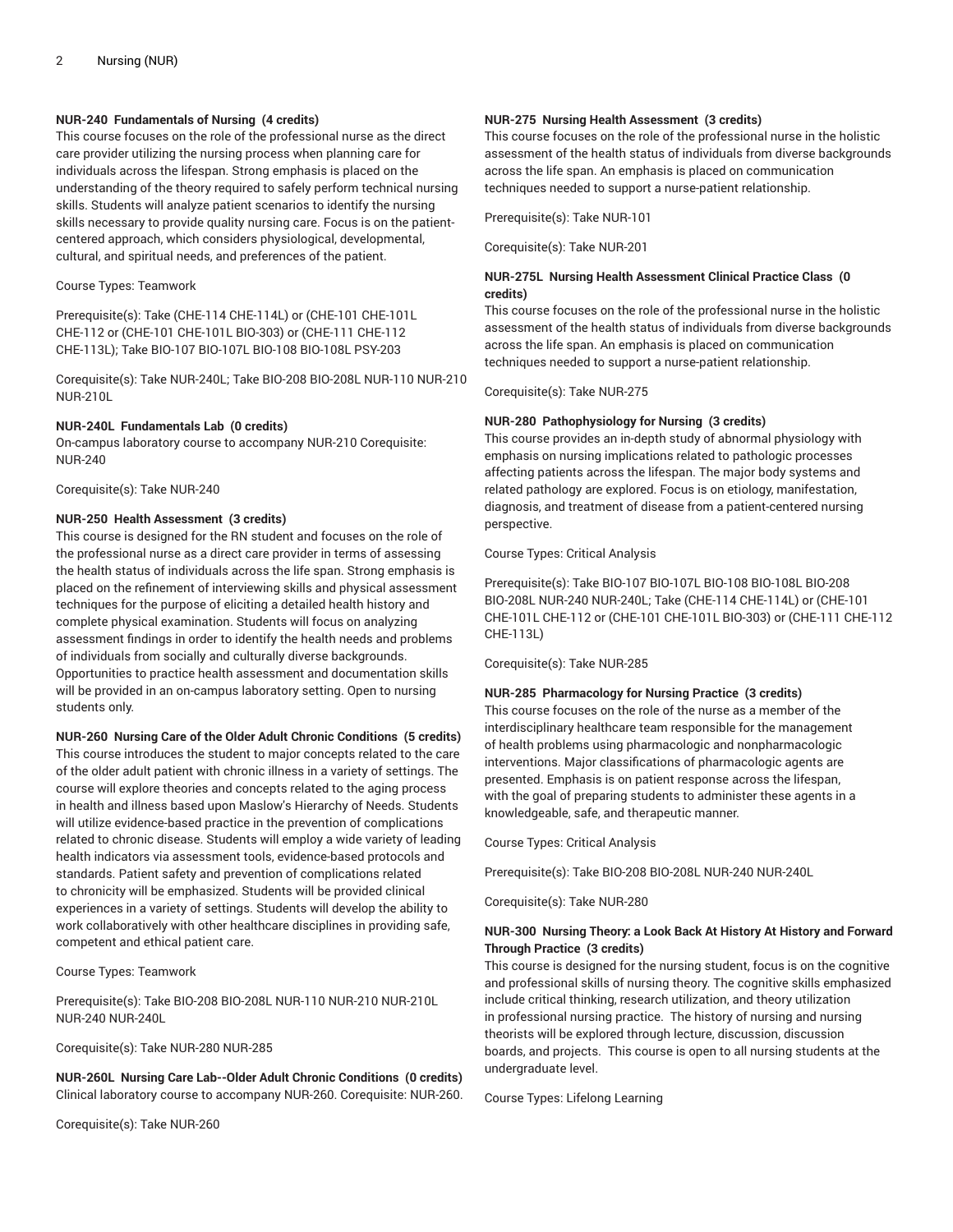**NUR-240 Fundamentals of Nursing (4 credits)**
This course focuses on the role of the professional nurse as the direct care provider utilizing the nursing process when planning care for individuals across the lifespan. Strong emphasis is placed on the understanding of the theory required to safely perform technical nursing skills. Students will analyze patient scenarios to identify the nursing skills necessary to provide quality nursing care. Focus is on the patient-centered approach, which considers physiological, developmental, cultural, and spiritual needs, and preferences of the patient.

Course Types: Teamwork

Prerequisite(s): Take (CHE-114 CHE-114L) or (CHE-101 CHE-101L CHE-112 or (CHE-101 CHE-101L BIO-303) or (CHE-111 CHE-112 CHE-113L); Take BIO-107 BIO-107L BIO-108 BIO-108L PSY-203

Corequisite(s): Take NUR-240L; Take BIO-208 BIO-208L NUR-110 NUR-210 NUR-210L

**NUR-240L Fundamentals Lab (0 credits)**
On-campus laboratory course to accompany NUR-210 Corequisite: NUR-240

Corequisite(s): Take NUR-240

**NUR-250 Health Assessment (3 credits)**
This course is designed for the RN student and focuses on the role of the professional nurse as a direct care provider in terms of assessing the health status of individuals across the life span. Strong emphasis is placed on the refinement of interviewing skills and physical assessment techniques for the purpose of eliciting a detailed health history and complete physical examination. Students will focus on analyzing assessment findings in order to identify the health needs and problems of individuals from socially and culturally diverse backgrounds. Opportunities to practice health assessment and documentation skills will be provided in an on-campus laboratory setting. Open to nursing students only.

**NUR-260 Nursing Care of the Older Adult Chronic Conditions (5 credits)**
This course introduces the student to major concepts related to the care of the older adult patient with chronic illness in a variety of settings. The course will explore theories and concepts related to the aging process in health and illness based upon Maslow's Hierarchy of Needs. Students will utilize evidence-based practice in the prevention of complications related to chronic disease. Students will employ a wide variety of leading health indicators via assessment tools, evidence-based protocols and standards. Patient safety and prevention of complications related to chronicity will be emphasized. Students will be provided clinical experiences in a variety of settings. Students will develop the ability to work collaboratively with other healthcare disciplines in providing safe, competent and ethical patient care.

Course Types: Teamwork

Prerequisite(s): Take BIO-208 BIO-208L NUR-110 NUR-210 NUR-210L NUR-240 NUR-240L

Corequisite(s): Take NUR-280 NUR-285

**NUR-260L Nursing Care Lab--Older Adult Chronic Conditions (0 credits)**
Clinical laboratory course to accompany NUR-260. Corequisite: NUR-260.

Corequisite(s): Take NUR-260

**NUR-275 Nursing Health Assessment (3 credits)**
This course focuses on the role of the professional nurse in the holistic assessment of the health status of individuals from diverse backgrounds across the life span. An emphasis is placed on communication techniques needed to support a nurse-patient relationship.

Prerequisite(s): Take NUR-101

Corequisite(s): Take NUR-201

**NUR-275L Nursing Health Assessment Clinical Practice Class (0 credits)**
This course focuses on the role of the professional nurse in the holistic assessment of the health status of individuals from diverse backgrounds across the life span. An emphasis is placed on communication techniques needed to support a nurse-patient relationship.

Corequisite(s): Take NUR-275

**NUR-280 Pathophysiology for Nursing (3 credits)**
This course provides an in-depth study of abnormal physiology with emphasis on nursing implications related to pathologic processes affecting patients across the lifespan. The major body systems and related pathology are explored. Focus is on etiology, manifestation, diagnosis, and treatment of disease from a patient-centered nursing perspective.

Course Types: Critical Analysis

Prerequisite(s): Take BIO-107 BIO-107L BIO-108 BIO-108L BIO-208 BIO-208L NUR-240 NUR-240L; Take (CHE-114 CHE-114L) or (CHE-101 CHE-101L CHE-112 or (CHE-101 CHE-101L BIO-303) or (CHE-111 CHE-112 CHE-113L)

Corequisite(s): Take NUR-285

**NUR-285 Pharmacology for Nursing Practice (3 credits)**
This course focuses on the role of the nurse as a member of the interdisciplinary healthcare team responsible for the management of health problems using pharmacologic and nonpharmacologic interventions. Major classifications of pharmacologic agents are presented. Emphasis is on patient response across the lifespan, with the goal of preparing students to administer these agents in a knowledgeable, safe, and therapeutic manner.

Course Types: Critical Analysis

Prerequisite(s): Take BIO-208 BIO-208L NUR-240 NUR-240L

Corequisite(s): Take NUR-280

**NUR-300 Nursing Theory: a Look Back At History At History and Forward Through Practice (3 credits)**
This course is designed for the nursing student, focus is on the cognitive and professional skills of nursing theory. The cognitive skills emphasized include critical thinking, research utilization, and theory utilization in professional nursing practice. The history of nursing and nursing theorists will be explored through lecture, discussion, discussion boards, and projects. This course is open to all nursing students at the undergraduate level.

Course Types: Lifelong Learning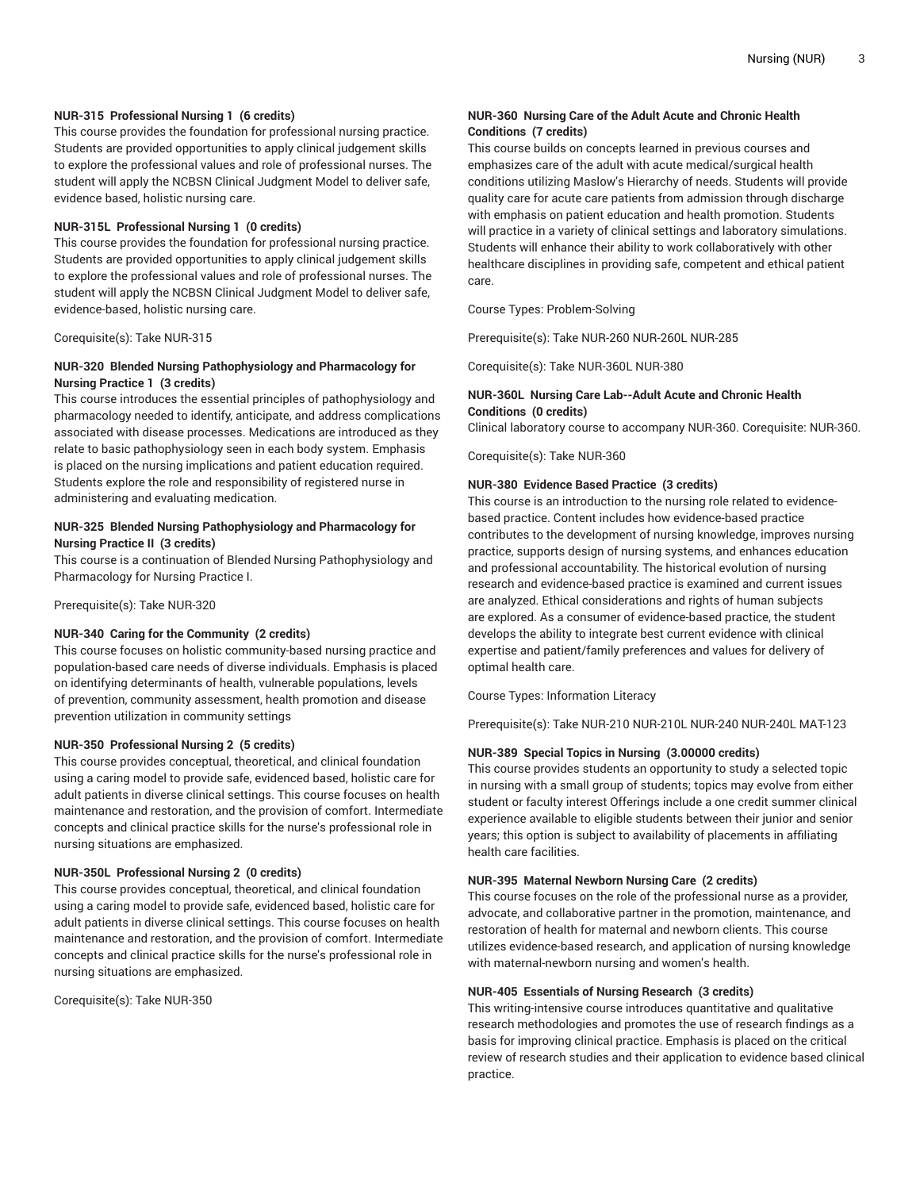#### NUR-315 Professional Nursing 1 (6 credits)

This course provides the foundation for professional nursing practice. Students are provided opportunities to apply clinical judgement skills to explore the professional values and role of professional nurses. The student will apply the NCBSN Clinical Judgment Model to deliver safe, evidence based, holistic nursing care.

#### NUR-315L Professional Nursing 1 (0 credits)

This course provides the foundation for professional nursing practice. Students are provided opportunities to apply clinical judgement skills to explore the professional values and role of professional nurses. The student will apply the NCBSN Clinical Judgment Model to deliver safe, evidence-based, holistic nursing care.

Corequisite(s): Take NUR-315

#### NUR-320 Blended Nursing Pathophysiology and Pharmacology for Nursing Practice 1 (3 credits)

This course introduces the essential principles of pathophysiology and pharmacology needed to identify, anticipate, and address complications associated with disease processes. Medications are introduced as they relate to basic pathophysiology seen in each body system. Emphasis is placed on the nursing implications and patient education required. Students explore the role and responsibility of registered nurse in administering and evaluating medication.

#### NUR-325 Blended Nursing Pathophysiology and Pharmacology for Nursing Practice II (3 credits)

This course is a continuation of Blended Nursing Pathophysiology and Pharmacology for Nursing Practice I.

Prerequisite(s): Take NUR-320

#### NUR-340 Caring for the Community (2 credits)

This course focuses on holistic community-based nursing practice and population-based care needs of diverse individuals. Emphasis is placed on identifying determinants of health, vulnerable populations, levels of prevention, community assessment, health promotion and disease prevention utilization in community settings

#### NUR-350 Professional Nursing 2 (5 credits)

This course provides conceptual, theoretical, and clinical foundation using a caring model to provide safe, evidenced based, holistic care for adult patients in diverse clinical settings. This course focuses on health maintenance and restoration, and the provision of comfort. Intermediate concepts and clinical practice skills for the nurse's professional role in nursing situations are emphasized.

#### NUR-350L Professional Nursing 2 (0 credits)

This course provides conceptual, theoretical, and clinical foundation using a caring model to provide safe, evidenced based, holistic care for adult patients in diverse clinical settings. This course focuses on health maintenance and restoration, and the provision of comfort. Intermediate concepts and clinical practice skills for the nurse's professional role in nursing situations are emphasized.

Corequisite(s): Take NUR-350

#### NUR-360 Nursing Care of the Adult Acute and Chronic Health Conditions (7 credits)

This course builds on concepts learned in previous courses and emphasizes care of the adult with acute medical/surgical health conditions utilizing Maslow's Hierarchy of needs. Students will provide quality care for acute care patients from admission through discharge with emphasis on patient education and health promotion. Students will practice in a variety of clinical settings and laboratory simulations. Students will enhance their ability to work collaboratively with other healthcare disciplines in providing safe, competent and ethical patient care.

Course Types: Problem-Solving

Prerequisite(s): Take NUR-260 NUR-260L NUR-285

Corequisite(s): Take NUR-360L NUR-380

#### NUR-360L Nursing Care Lab--Adult Acute and Chronic Health Conditions (0 credits)

Clinical laboratory course to accompany NUR-360. Corequisite: NUR-360.

Corequisite(s): Take NUR-360

#### NUR-380 Evidence Based Practice (3 credits)

This course is an introduction to the nursing role related to evidence-based practice. Content includes how evidence-based practice contributes to the development of nursing knowledge, improves nursing practice, supports design of nursing systems, and enhances education and professional accountability. The historical evolution of nursing research and evidence-based practice is examined and current issues are analyzed. Ethical considerations and rights of human subjects are explored. As a consumer of evidence-based practice, the student develops the ability to integrate best current evidence with clinical expertise and patient/family preferences and values for delivery of optimal health care.

Course Types: Information Literacy

Prerequisite(s): Take NUR-210 NUR-210L NUR-240 NUR-240L MAT-123

#### NUR-389 Special Topics in Nursing (3.00000 credits)

This course provides students an opportunity to study a selected topic in nursing with a small group of students; topics may evolve from either student or faculty interest Offerings include a one credit summer clinical experience available to eligible students between their junior and senior years; this option is subject to availability of placements in affiliating health care facilities.

#### NUR-395 Maternal Newborn Nursing Care (2 credits)

This course focuses on the role of the professional nurse as a provider, advocate, and collaborative partner in the promotion, maintenance, and restoration of health for maternal and newborn clients. This course utilizes evidence-based research, and application of nursing knowledge with maternal-newborn nursing and women's health.

#### NUR-405 Essentials of Nursing Research (3 credits)

This writing-intensive course introduces quantitative and qualitative research methodologies and promotes the use of research findings as a basis for improving clinical practice. Emphasis is placed on the critical review of research studies and their application to evidence based clinical practice.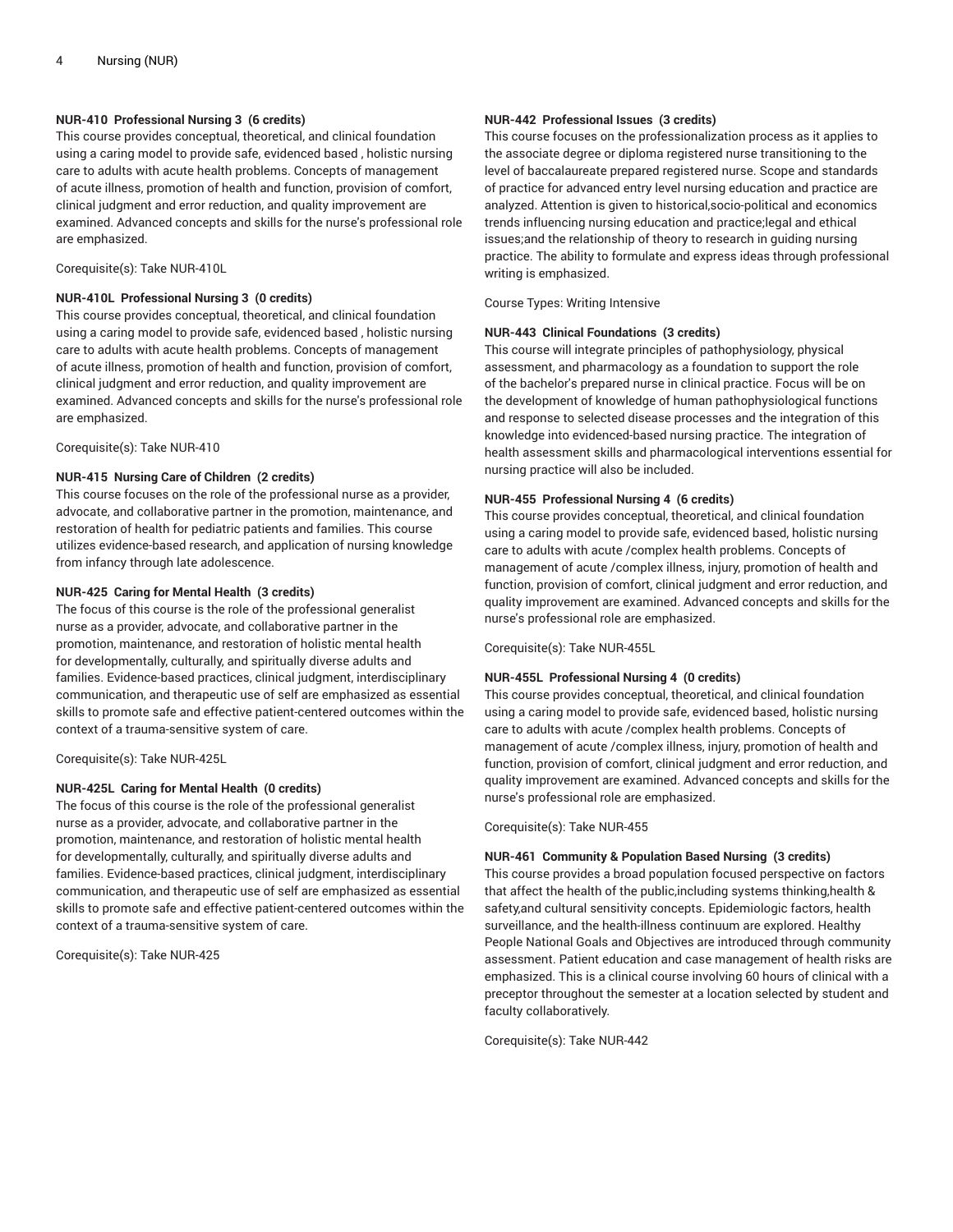**NUR-410 Professional Nursing 3 (6 credits)**
This course provides conceptual, theoretical, and clinical foundation using a caring model to provide safe, evidenced based , holistic nursing care to adults with acute health problems. Concepts of management of acute illness, promotion of health and function, provision of comfort, clinical judgment and error reduction, and quality improvement are examined. Advanced concepts and skills for the nurse's professional role are emphasized.

Corequisite(s): Take NUR-410L

**NUR-410L Professional Nursing 3 (0 credits)**
This course provides conceptual, theoretical, and clinical foundation using a caring model to provide safe, evidenced based , holistic nursing care to adults with acute health problems. Concepts of management of acute illness, promotion of health and function, provision of comfort, clinical judgment and error reduction, and quality improvement are examined. Advanced concepts and skills for the nurse's professional role are emphasized.

Corequisite(s): Take NUR-410

**NUR-415 Nursing Care of Children (2 credits)**
This course focuses on the role of the professional nurse as a provider, advocate, and collaborative partner in the promotion, maintenance, and restoration of health for pediatric patients and families. This course utilizes evidence-based research, and application of nursing knowledge from infancy through late adolescence.

**NUR-425 Caring for Mental Health (3 credits)**
The focus of this course is the role of the professional generalist nurse as a provider, advocate, and collaborative partner in the promotion, maintenance, and restoration of holistic mental health for developmentally, culturally, and spiritually diverse adults and families. Evidence-based practices, clinical judgment, interdisciplinary communication, and therapeutic use of self are emphasized as essential skills to promote safe and effective patient-centered outcomes within the context of a trauma-sensitive system of care.

Corequisite(s): Take NUR-425L

**NUR-425L Caring for Mental Health (0 credits)**
The focus of this course is the role of the professional generalist nurse as a provider, advocate, and collaborative partner in the promotion, maintenance, and restoration of holistic mental health for developmentally, culturally, and spiritually diverse adults and families. Evidence-based practices, clinical judgment, interdisciplinary communication, and therapeutic use of self are emphasized as essential skills to promote safe and effective patient-centered outcomes within the context of a trauma-sensitive system of care.

Corequisite(s): Take NUR-425

**NUR-442 Professional Issues (3 credits)**
This course focuses on the professionalization process as it applies to the associate degree or diploma registered nurse transitioning to the level of baccalaureate prepared registered nurse. Scope and standards of practice for advanced entry level nursing education and practice are analyzed. Attention is given to historical,socio-political and economics trends influencing nursing education and practice;legal and ethical issues;and the relationship of theory to research in guiding nursing practice. The ability to formulate and express ideas through professional writing is emphasized.

Course Types: Writing Intensive

**NUR-443 Clinical Foundations (3 credits)**
This course will integrate principles of pathophysiology, physical assessment, and pharmacology as a foundation to support the role of the bachelor's prepared nurse in clinical practice. Focus will be on the development of knowledge of human pathophysiological functions and response to selected disease processes and the integration of this knowledge into evidenced-based nursing practice. The integration of health assessment skills and pharmacological interventions essential for nursing practice will also be included.

**NUR-455 Professional Nursing 4 (6 credits)**
This course provides conceptual, theoretical, and clinical foundation using a caring model to provide safe, evidenced based, holistic nursing care to adults with acute /complex health problems. Concepts of management of acute /complex illness, injury, promotion of health and function, provision of comfort, clinical judgment and error reduction, and quality improvement are examined. Advanced concepts and skills for the nurse's professional role are emphasized.

Corequisite(s): Take NUR-455L

**NUR-455L Professional Nursing 4 (0 credits)**
This course provides conceptual, theoretical, and clinical foundation using a caring model to provide safe, evidenced based, holistic nursing care to adults with acute /complex health problems. Concepts of management of acute /complex illness, injury, promotion of health and function, provision of comfort, clinical judgment and error reduction, and quality improvement are examined. Advanced concepts and skills for the nurse's professional role are emphasized.

Corequisite(s): Take NUR-455

**NUR-461 Community & Population Based Nursing (3 credits)**
This course provides a broad population focused perspective on factors that affect the health of the public,including systems thinking,health & safety,and cultural sensitivity concepts. Epidemiologic factors, health surveillance, and the health-illness continuum are explored. Healthy People National Goals and Objectives are introduced through community assessment. Patient education and case management of health risks are emphasized. This is a clinical course involving 60 hours of clinical with a preceptor throughout the semester at a location selected by student and faculty collaboratively.

Corequisite(s): Take NUR-442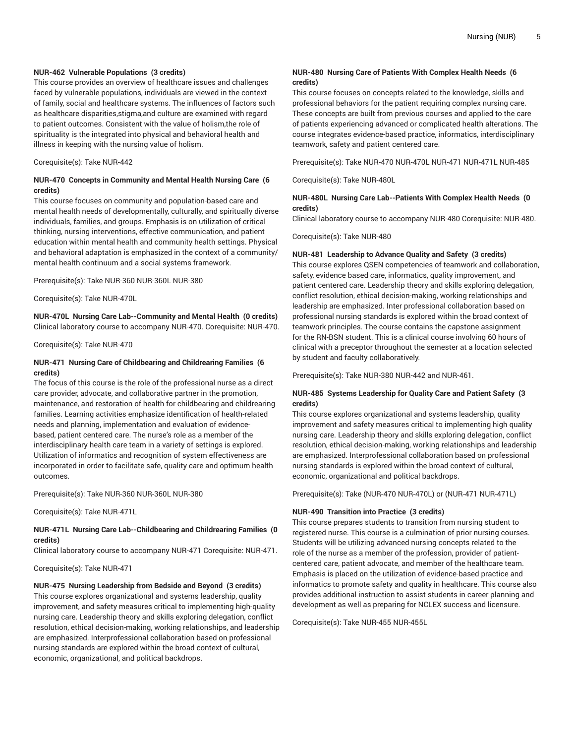**NUR-462 Vulnerable Populations (3 credits)**
This course provides an overview of healthcare issues and challenges faced by vulnerable populations, individuals are viewed in the context of family, social and healthcare systems. The influences of factors such as healthcare disparities,stigma,and culture are examined with regard to patient outcomes. Consistent with the value of holism,the role of spirituality is the integrated into physical and behavioral health and illness in keeping with the nursing value of holism.

Corequisite(s): Take NUR-442

**NUR-470 Concepts in Community and Mental Health Nursing Care (6 credits)**
This course focuses on community and population-based care and mental health needs of developmentally, culturally, and spiritually diverse individuals, families, and groups. Emphasis is on utilization of critical thinking, nursing interventions, effective communication, and patient education within mental health and community health settings. Physical and behavioral adaptation is emphasized in the context of a community/mental health continuum and a social systems framework.

Prerequisite(s): Take NUR-360 NUR-360L NUR-380

Corequisite(s): Take NUR-470L

**NUR-470L Nursing Care Lab--Community and Mental Health (0 credits)**
Clinical laboratory course to accompany NUR-470. Corequisite: NUR-470.

Corequisite(s): Take NUR-470

**NUR-471 Nursing Care of Childbearing and Childrearing Families (6 credits)**
The focus of this course is the role of the professional nurse as a direct care provider, advocate, and collaborative partner in the promotion, maintenance, and restoration of health for childbearing and childrearing families. Learning activities emphasize identification of health-related needs and planning, implementation and evaluation of evidence-based, patient centered care. The nurse's role as a member of the interdisciplinary health care team in a variety of settings is explored. Utilization of informatics and recognition of system effectiveness are incorporated in order to facilitate safe, quality care and optimum health outcomes.

Prerequisite(s): Take NUR-360 NUR-360L NUR-380

Corequisite(s): Take NUR-471L

**NUR-471L Nursing Care Lab--Childbearing and Childrearing Families (0 credits)**
Clinical laboratory course to accompany NUR-471 Corequisite: NUR-471.

Corequisite(s): Take NUR-471

**NUR-475 Nursing Leadership from Bedside and Beyond (3 credits)**
This course explores organizational and systems leadership, quality improvement, and safety measures critical to implementing high-quality nursing care. Leadership theory and skills exploring delegation, conflict resolution, ethical decision-making, working relationships, and leadership are emphasized. Interprofessional collaboration based on professional nursing standards are explored within the broad context of cultural, economic, organizational, and political backdrops.

**NUR-480 Nursing Care of Patients With Complex Health Needs (6 credits)**
This course focuses on concepts related to the knowledge, skills and professional behaviors for the patient requiring complex nursing care. These concepts are built from previous courses and applied to the care of patients experiencing advanced or complicated health alterations. The course integrates evidence-based practice, informatics, interdisciplinary teamwork, safety and patient centered care.

Prerequisite(s): Take NUR-470 NUR-470L NUR-471 NUR-471L NUR-485

Corequisite(s): Take NUR-480L

**NUR-480L Nursing Care Lab--Patients With Complex Health Needs (0 credits)**
Clinical laboratory course to accompany NUR-480 Corequisite: NUR-480.

Corequisite(s): Take NUR-480

**NUR-481 Leadership to Advance Quality and Safety (3 credits)**
This course explores QSEN competencies of teamwork and collaboration, safety, evidence based care, informatics, quality improvement, and patient centered care. Leadership theory and skills exploring delegation, conflict resolution, ethical decision-making, working relationships and leadership are emphasized. Inter professional collaboration based on professional nursing standards is explored within the broad context of teamwork principles. The course contains the capstone assignment for the RN-BSN student. This is a clinical course involving 60 hours of clinical with a preceptor throughout the semester at a location selected by student and faculty collaboratively.

Prerequisite(s): Take NUR-380 NUR-442 and NUR-461.

**NUR-485 Systems Leadership for Quality Care and Patient Safety (3 credits)**
This course explores organizational and systems leadership, quality improvement and safety measures critical to implementing high quality nursing care. Leadership theory and skills exploring delegation, conflict resolution, ethical decision-making, working relationships and leadership are emphasized. Interprofessional collaboration based on professional nursing standards is explored within the broad context of cultural, economic, organizational and political backdrops.

Prerequisite(s): Take (NUR-470 NUR-470L) or (NUR-471 NUR-471L)

**NUR-490 Transition into Practice (3 credits)**
This course prepares students to transition from nursing student to registered nurse. This course is a culmination of prior nursing courses. Students will be utilizing advanced nursing concepts related to the role of the nurse as a member of the profession, provider of patient-centered care, patient advocate, and member of the healthcare team. Emphasis is placed on the utilization of evidence-based practice and informatics to promote safety and quality in healthcare. This course also provides additional instruction to assist students in career planning and development as well as preparing for NCLEX success and licensure.

Corequisite(s): Take NUR-455 NUR-455L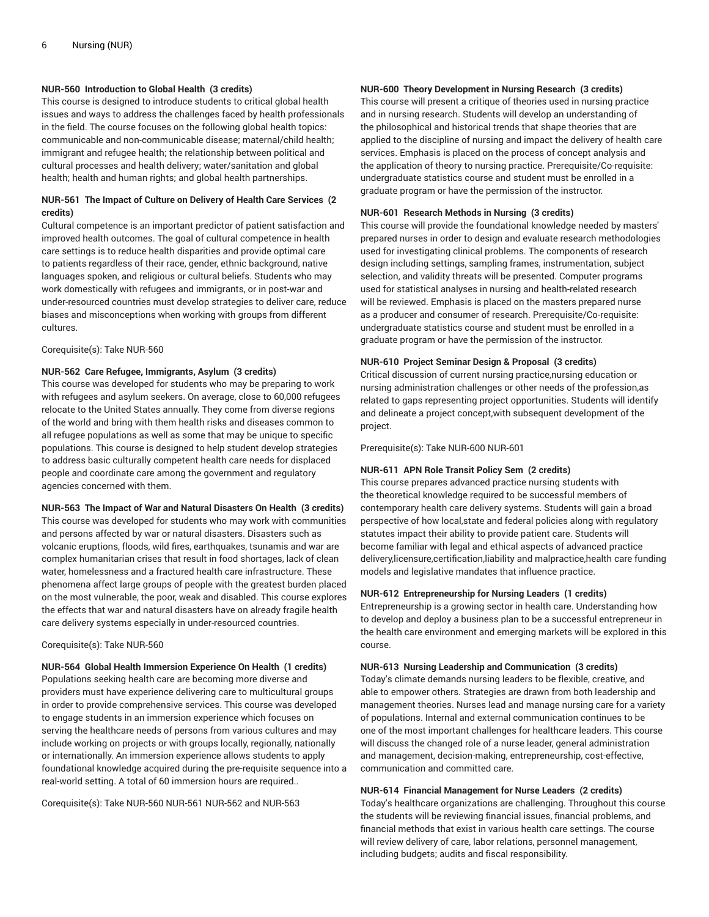**NUR-560 Introduction to Global Health (3 credits)**
This course is designed to introduce students to critical global health issues and ways to address the challenges faced by health professionals in the field. The course focuses on the following global health topics: communicable and non-communicable disease; maternal/child health; immigrant and refugee health; the relationship between political and cultural processes and health delivery; water/sanitation and global health; health and human rights; and global health partnerships.

**NUR-561 The Impact of Culture on Delivery of Health Care Services (2 credits)**
Cultural competence is an important predictor of patient satisfaction and improved health outcomes. The goal of cultural competence in health care settings is to reduce health disparities and provide optimal care to patients regardless of their race, gender, ethnic background, native languages spoken, and religious or cultural beliefs. Students who may work domestically with refugees and immigrants, or in post-war and under-resourced countries must develop strategies to deliver care, reduce biases and misconceptions when working with groups from different cultures.

Corequisite(s): Take NUR-560

**NUR-562 Care Refugee, Immigrants, Asylum (3 credits)**
This course was developed for students who may be preparing to work with refugees and asylum seekers. On average, close to 60,000 refugees relocate to the United States annually. They come from diverse regions of the world and bring with them health risks and diseases common to all refugee populations as well as some that may be unique to specific populations. This course is designed to help student develop strategies to address basic culturally competent health care needs for displaced people and coordinate care among the government and regulatory agencies concerned with them.

**NUR-563 The Impact of War and Natural Disasters On Health (3 credits)**
This course was developed for students who may work with communities and persons affected by war or natural disasters. Disasters such as volcanic eruptions, floods, wild fires, earthquakes, tsunamis and war are complex humanitarian crises that result in food shortages, lack of clean water, homelessness and a fractured health care infrastructure. These phenomena affect large groups of people with the greatest burden placed on the most vulnerable, the poor, weak and disabled. This course explores the effects that war and natural disasters have on already fragile health care delivery systems especially in under-resourced countries.

Corequisite(s): Take NUR-560

**NUR-564 Global Health Immersion Experience On Health (1 credits)**
Populations seeking health care are becoming more diverse and providers must have experience delivering care to multicultural groups in order to provide comprehensive services. This course was developed to engage students in an immersion experience which focuses on serving the healthcare needs of persons from various cultures and may include working on projects or with groups locally, regionally, nationally or internationally. An immersion experience allows students to apply foundational knowledge acquired during the pre-requisite sequence into a real-world setting. A total of 60 immersion hours are required..

Corequisite(s): Take NUR-560 NUR-561 NUR-562 and NUR-563

**NUR-600 Theory Development in Nursing Research (3 credits)**
This course will present a critique of theories used in nursing practice and in nursing research. Students will develop an understanding of the philosophical and historical trends that shape theories that are applied to the discipline of nursing and impact the delivery of health care services. Emphasis is placed on the process of concept analysis and the application of theory to nursing practice. Prerequisite/Co-requisite: undergraduate statistics course and student must be enrolled in a graduate program or have the permission of the instructor.

**NUR-601 Research Methods in Nursing (3 credits)**
This course will provide the foundational knowledge needed by masters' prepared nurses in order to design and evaluate research methodologies used for investigating clinical problems. The components of research design including settings, sampling frames, instrumentation, subject selection, and validity threats will be presented. Computer programs used for statistical analyses in nursing and health-related research will be reviewed. Emphasis is placed on the masters prepared nurse as a producer and consumer of research. Prerequisite/Co-requisite: undergraduate statistics course and student must be enrolled in a graduate program or have the permission of the instructor.

**NUR-610 Project Seminar Design & Proposal (3 credits)**
Critical discussion of current nursing practice,nursing education or nursing administration challenges or other needs of the profession,as related to gaps representing project opportunities. Students will identify and delineate a project concept,with subsequent development of the project.

Prerequisite(s): Take NUR-600 NUR-601

**NUR-611 APN Role Transit Policy Sem (2 credits)**
This course prepares advanced practice nursing students with the theoretical knowledge required to be successful members of contemporary health care delivery systems. Students will gain a broad perspective of how local,state and federal policies along with regulatory statutes impact their ability to provide patient care. Students will become familiar with legal and ethical aspects of advanced practice delivery,licensure,certification,liability and malpractice,health care funding models and legislative mandates that influence practice.

**NUR-612 Entrepreneurship for Nursing Leaders (1 credits)**
Entrepreneurship is a growing sector in health care. Understanding how to develop and deploy a business plan to be a successful entrepreneur in the health care environment and emerging markets will be explored in this course.

**NUR-613 Nursing Leadership and Communication (3 credits)**
Today's climate demands nursing leaders to be flexible, creative, and able to empower others. Strategies are drawn from both leadership and management theories. Nurses lead and manage nursing care for a variety of populations. Internal and external communication continues to be one of the most important challenges for healthcare leaders. This course will discuss the changed role of a nurse leader, general administration and management, decision-making, entrepreneurship, cost-effective, communication and committed care.

**NUR-614 Financial Management for Nurse Leaders (2 credits)**
Today's healthcare organizations are challenging. Throughout this course the students will be reviewing financial issues, financial problems, and financial methods that exist in various health care settings. The course will review delivery of care, labor relations, personnel management, including budgets; audits and fiscal responsibility.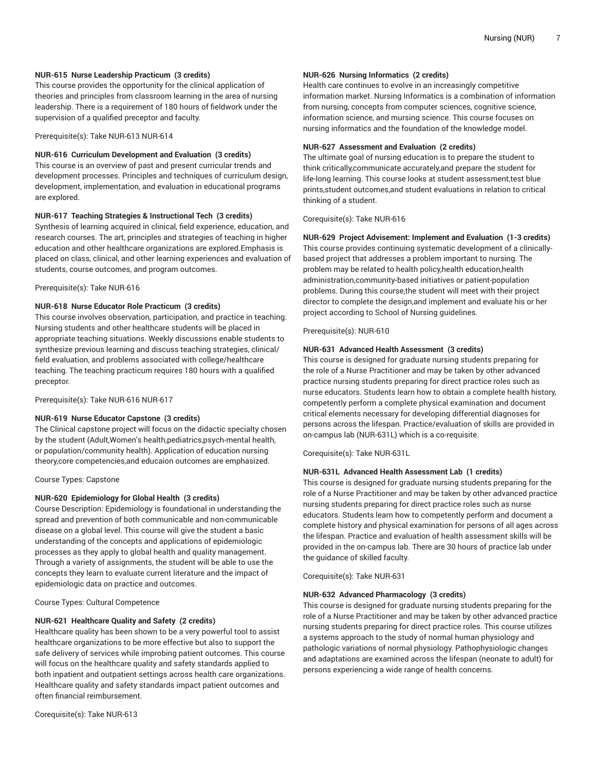**NUR-615 Nurse Leadership Practicum (3 credits)**
This course provides the opportunity for the clinical application of theories and principles from classroom learning in the area of nursing leadership. There is a requirement of 180 hours of fieldwork under the supervision of a qualified preceptor and faculty.

Prerequisite(s): Take NUR-613 NUR-614

**NUR-616 Curriculum Development and Evaluation (3 credits)**
This course is an overview of past and present curricular trends and development processes. Principles and techniques of curriculum design, development, implementation, and evaluation in educational programs are explored.

**NUR-617 Teaching Strategies & Instructional Tech (3 credits)**
Synthesis of learning acquired in clinical, field experience, education, and research courses. The art, principles and strategies of teaching in higher education and other healthcare organizations are explored.Emphasis is placed on class, clinical, and other learning experiences and evaluation of students, course outcomes, and program outcomes.

Prerequisite(s): Take NUR-616

**NUR-618 Nurse Educator Role Practicum (3 credits)**
This course involves observation, participation, and practice in teaching. Nursing students and other healthcare students will be placed in appropriate teaching situations. Weekly discussions enable students to synthesize previous learning and discuss teaching strategies, clinical/field evaluation, and problems associated with college/healthcare teaching. The teaching practicum requires 180 hours with a qualified preceptor.

Prerequisite(s): Take NUR-616 NUR-617

**NUR-619 Nurse Educator Capstone (3 credits)**
The Clinical capstone project will focus on the didactic specialty chosen by the student (Adult,Women's health,pediatrics,psych-mental health, or population/community health). Application of education nursing theory,core competencies,and educaion outcomes are emphasized.

Course Types: Capstone

**NUR-620 Epidemiology for Global Health (3 credits)**
Course Description: Epidemiology is foundational in understanding the spread and prevention of both communicable and non-communicable disease on a global level. This course will give the student a basic understanding of the concepts and applications of epidemiologic processes as they apply to global health and quality management. Through a variety of assignments, the student will be able to use the concepts they learn to evaluate current literature and the impact of epidemiologic data on practice and outcomes.

Course Types: Cultural Competence

**NUR-621 Healthcare Quality and Safety (2 credits)**
Healthcare quality has been shown to be a very powerful tool to assist healthcare organizations to be more effective but also to support the safe delivery of services while improbing patient outcomes. This course will focus on the healthcare quality and safety standards applied to both inpatient and outpatient settings across health care organizations. Healthcare quality and safety standards impact patient outcomes and often financial reimbursement.

Corequisite(s): Take NUR-613

**NUR-626 Nursing Informatics (2 credits)**
Health care continues to evolve in an increasingly competitive information market. Nursing Informatics is a combination of information from nursing, concepts from computer sciences, cognitive science, information science, and mursing science. This course focuses on nursing informatics and the foundation of the knowledge model.

**NUR-627 Assessment and Evaluation (2 credits)**
The ultimate goal of nursing education is to prepare the student to think critically,communicate accurately,and prepare the student for life-long learning. This course looks at student assessment,test blue prints,student outcomes,and student evaluations in relation to critical thinking of a student.

Corequisite(s): Take NUR-616

**NUR-629 Project Advisement: Implement and Evaluation (1-3 credits)**
This course provides continuing systematic development of a clinically-based project that addresses a problem important to nursing. The problem may be related to health policy,health education,health administration,community-based initiatives or patient-population problems. During this course,the student will meet with their project director to complete the design,and implement and evaluate his or her project according to School of Nursing guidelines.

Prerequisite(s): NUR-610

**NUR-631 Advanced Health Assessment (3 credits)**
This course is designed for graduate nursing students preparing for the role of a Nurse Practitioner and may be taken by other advanced practice nursing students preparing for direct practice roles such as nurse educators. Students learn how to obtain a complete health history, competently perform a complete physical examination and document critical elements necessary for developing differential diagnoses for persons across the lifespan. Practice/evaluation of skills are provided in on-campus lab (NUR-631L) which is a co-requisite.

Corequisite(s): Take NUR-631L

**NUR-631L Advanced Health Assessment Lab (1 credits)**
This course is designed for graduate nursing students preparing for the role of a Nurse Practitioner and may be taken by other advanced practice nursing students preparing for direct practice roles such as nurse educators. Students learn how to competently perform and document a complete history and physical examination for persons of all ages across the lifespan. Practice and evaluation of health assessment skills will be provided in the on-campus lab. There are 30 hours of practice lab under the guidance of skilled faculty.

Corequisite(s): Take NUR-631

**NUR-632 Advanced Pharmacology (3 credits)**
This course is designed for graduate nursing students preparing for the role of a Nurse Practitioner and may be taken by other advanced practice nursing students preparing for direct practice roles. This course utilizes a systems approach to the study of normal human physiology and pathologic variations of normal physiology. Pathophysiologic changes and adaptations are examined across the lifespan (neonate to adult) for persons experiencing a wide range of health concerns.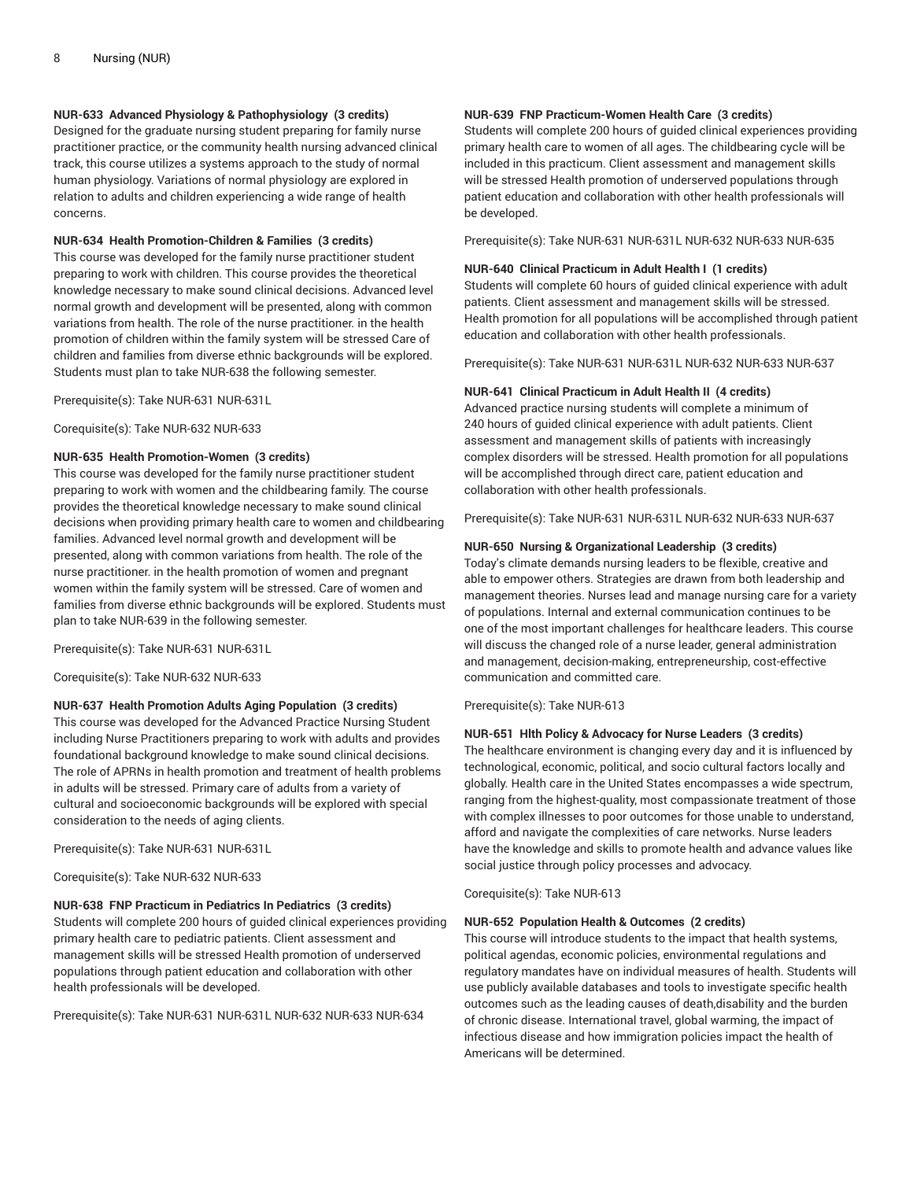**NUR-633 Advanced Physiology & Pathophysiology (3 credits)**
Designed for the graduate nursing student preparing for family nurse practitioner practice, or the community health nursing advanced clinical track, this course utilizes a systems approach to the study of normal human physiology. Variations of normal physiology are explored in relation to adults and children experiencing a wide range of health concerns.

**NUR-634 Health Promotion-Children & Families (3 credits)**
This course was developed for the family nurse practitioner student preparing to work with children. This course provides the theoretical knowledge necessary to make sound clinical decisions. Advanced level normal growth and development will be presented, along with common variations from health. The role of the nurse practitioner. in the health promotion of children within the family system will be stressed Care of children and families from diverse ethnic backgrounds will be explored. Students must plan to take NUR-638 the following semester.

Prerequisite(s): Take NUR-631 NUR-631L

Corequisite(s): Take NUR-632 NUR-633

**NUR-635 Health Promotion-Women (3 credits)**
This course was developed for the family nurse practitioner student preparing to work with women and the childbearing family. The course provides the theoretical knowledge necessary to make sound clinical decisions when providing primary health care to women and childbearing families. Advanced level normal growth and development will be presented, along with common variations from health. The role of the nurse practitioner. in the health promotion of women and pregnant women within the family system will be stressed. Care of women and families from diverse ethnic backgrounds will be explored. Students must plan to take NUR-639 in the following semester.

Prerequisite(s): Take NUR-631 NUR-631L

Corequisite(s): Take NUR-632 NUR-633

**NUR-637 Health Promotion Adults Aging Population (3 credits)**
This course was developed for the Advanced Practice Nursing Student including Nurse Practitioners preparing to work with adults and provides foundational background knowledge to make sound clinical decisions. The role of APRNs in health promotion and treatment of health problems in adults will be stressed. Primary care of adults from a variety of cultural and socioeconomic backgrounds will be explored with special consideration to the needs of aging clients.

Prerequisite(s): Take NUR-631 NUR-631L

Corequisite(s): Take NUR-632 NUR-633

**NUR-638 FNP Practicum in Pediatrics In Pediatrics (3 credits)**
Students will complete 200 hours of guided clinical experiences providing primary health care to pediatric patients. Client assessment and management skills will be stressed Health promotion of underserved populations through patient education and collaboration with other health professionals will be developed.

Prerequisite(s): Take NUR-631 NUR-631L NUR-632 NUR-633 NUR-634

**NUR-639 FNP Practicum-Women Health Care (3 credits)**
Students will complete 200 hours of guided clinical experiences providing primary health care to women of all ages. The childbearing cycle will be included in this practicum. Client assessment and management skills will be stressed Health promotion of underserved populations through patient education and collaboration with other health professionals will be developed.

Prerequisite(s): Take NUR-631 NUR-631L NUR-632 NUR-633 NUR-635

**NUR-640 Clinical Practicum in Adult Health I (1 credits)**
Students will complete 60 hours of guided clinical experience with adult patients. Client assessment and management skills will be stressed. Health promotion for all populations will be accomplished through patient education and collaboration with other health professionals.

Prerequisite(s): Take NUR-631 NUR-631L NUR-632 NUR-633 NUR-637

**NUR-641 Clinical Practicum in Adult Health II (4 credits)**
Advanced practice nursing students will complete a minimum of 240 hours of guided clinical experience with adult patients. Client assessment and management skills of patients with increasingly complex disorders will be stressed. Health promotion for all populations will be accomplished through direct care, patient education and collaboration with other health professionals.

Prerequisite(s): Take NUR-631 NUR-631L NUR-632 NUR-633 NUR-637

**NUR-650 Nursing & Organizational Leadership (3 credits)**
Today's climate demands nursing leaders to be flexible, creative and able to empower others. Strategies are drawn from both leadership and management theories. Nurses lead and manage nursing care for a variety of populations. Internal and external communication continues to be one of the most important challenges for healthcare leaders. This course will discuss the changed role of a nurse leader, general administration and management, decision-making, entrepreneurship, cost-effective communication and committed care.

Prerequisite(s): Take NUR-613

**NUR-651 Hlth Policy & Advocacy for Nurse Leaders (3 credits)**
The healthcare environment is changing every day and it is influenced by technological, economic, political, and socio cultural factors locally and globally. Health care in the United States encompasses a wide spectrum, ranging from the highest-quality, most compassionate treatment of those with complex illnesses to poor outcomes for those unable to understand, afford and navigate the complexities of care networks. Nurse leaders have the knowledge and skills to promote health and advance values like social justice through policy processes and advocacy.

Corequisite(s): Take NUR-613

**NUR-652 Population Health & Outcomes (2 credits)**
This course will introduce students to the impact that health systems, political agendas, economic policies, environmental regulations and regulatory mandates have on individual measures of health. Students will use publicly available databases and tools to investigate specific health outcomes such as the leading causes of death,disability and the burden of chronic disease. International travel, global warming, the impact of infectious disease and how immigration policies impact the health of Americans will be determined.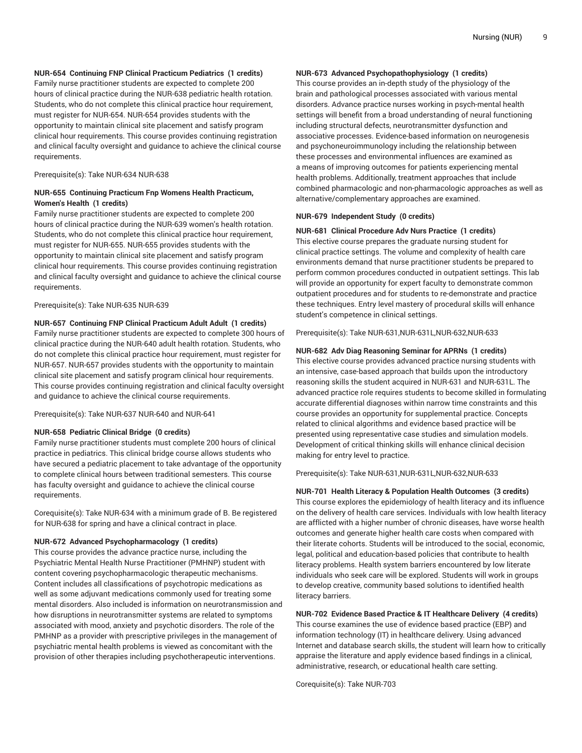**NUR-654 Continuing FNP Clinical Practicum Pediatrics (1 credits)**
Family nurse practitioner students are expected to complete 200 hours of clinical practice during the NUR-638 pediatric health rotation. Students, who do not complete this clinical practice hour requirement, must register for NUR-654. NUR-654 provides students with the opportunity to maintain clinical site placement and satisfy program clinical hour requirements. This course provides continuing registration and clinical faculty oversight and guidance to achieve the clinical course requirements.

Prerequisite(s): Take NUR-634 NUR-638

**NUR-655 Continuing Practicum Fnp Womens Health Practicum, Women's Health (1 credits)**
Family nurse practitioner students are expected to complete 200 hours of clinical practice during the NUR-639 women's health rotation. Students, who do not complete this clinical practice hour requirement, must register for NUR-655. NUR-655 provides students with the opportunity to maintain clinical site placement and satisfy program clinical hour requirements. This course provides continuing registration and clinical faculty oversight and guidance to achieve the clinical course requirements.

Prerequisite(s): Take NUR-635 NUR-639

**NUR-657 Continuing FNP Clinical Practicum Adult Adult (1 credits)**
Family nurse practitioner students are expected to complete 300 hours of clinical practice during the NUR-640 adult health rotation. Students, who do not complete this clinical practice hour requirement, must register for NUR-657. NUR-657 provides students with the opportunity to maintain clinical site placement and satisfy program clinical hour requirements. This course provides continuing registration and clinical faculty oversight and guidance to achieve the clinical course requirements.

Prerequisite(s): Take NUR-637 NUR-640 and NUR-641

**NUR-658 Pediatric Clinical Bridge (0 credits)**
Family nurse practitioner students must complete 200 hours of clinical practice in pediatrics. This clinical bridge course allows students who have secured a pediatric placement to take advantage of the opportunity to complete clinical hours between traditional semesters. This course has faculty oversight and guidance to achieve the clinical course requirements.

Corequisite(s): Take NUR-634 with a minimum grade of B. Be registered for NUR-638 for spring and have a clinical contract in place.

**NUR-672 Advanced Psychopharmacology (1 credits)**
This course provides the advance practice nurse, including the Psychiatric Mental Health Nurse Practitioner (PMHNP) student with content covering psychopharmacologic therapeutic mechanisms. Content includes all classifications of psychotropic medications as well as some adjuvant medications commonly used for treating some mental disorders. Also included is information on neurotransmission and how disruptions in neurotransmitter systems are related to symptoms associated with mood, anxiety and psychotic disorders. The role of the PMHNP as a provider with prescriptive privileges in the management of psychiatric mental health problems is viewed as concomitant with the provision of other therapies including psychotherapeutic interventions.

**NUR-673 Advanced Psychopathophysiology (1 credits)**
This course provides an in-depth study of the physiology of the brain and pathological processes associated with various mental disorders. Advance practice nurses working in psych-mental health settings will benefit from a broad understanding of neural functioning including structural defects, neurotransmitter dysfunction and associative processes. Evidence-based information on neurogenesis and psychoneuroimmunology including the relationship between these processes and environmental influences are examined as a means of improving outcomes for patients experiencing mental health problems. Additionally, treatment approaches that include combined pharmacologic and non-pharmacologic approaches as well as alternative/complementary approaches are examined.

**NUR-679 Independent Study (0 credits)**

**NUR-681 Clinical Procedure Adv Nurs Practice (1 credits)**
This elective course prepares the graduate nursing student for clinical practice settings. The volume and complexity of health care environments demand that nurse practitioner students be prepared to perform common procedures conducted in outpatient settings. This lab will provide an opportunity for expert faculty to demonstrate common outpatient procedures and for students to re-demonstrate and practice these techniques. Entry level mastery of procedural skills will enhance student's competence in clinical settings.

Prerequisite(s): Take NUR-631,NUR-631L,NUR-632,NUR-633

**NUR-682 Adv Diag Reasoning Seminar for APRNs (1 credits)**
This elective course provides advanced practice nursing students with an intensive, case-based approach that builds upon the introductory reasoning skills the student acquired in NUR-631 and NUR-631L. The advanced practice role requires students to become skilled in formulating accurate differential diagnoses within narrow time constraints and this course provides an opportunity for supplemental practice. Concepts related to clinical algorithms and evidence based practice will be presented using representative case studies and simulation models. Development of critical thinking skills will enhance clinical decision making for entry level to practice.

Prerequisite(s): Take NUR-631,NUR-631L,NUR-632,NUR-633

**NUR-701 Health Literacy & Population Health Outcomes (3 credits)**
This course explores the epidemiology of health literacy and its influence on the delivery of health care services. Individuals with low health literacy are afflicted with a higher number of chronic diseases, have worse health outcomes and generate higher health care costs when compared with their literate cohorts. Students will be introduced to the social, economic, legal, political and education-based policies that contribute to health literacy problems. Health system barriers encountered by low literate individuals who seek care will be explored. Students will work in groups to develop creative, community based solutions to identified health literacy barriers.

**NUR-702 Evidence Based Practice & IT Healthcare Delivery (4 credits)**
This course examines the use of evidence based practice (EBP) and information technology (IT) in healthcare delivery. Using advanced Internet and database search skills, the student will learn how to critically appraise the literature and apply evidence based findings in a clinical, administrative, research, or educational health care setting.

Corequisite(s): Take NUR-703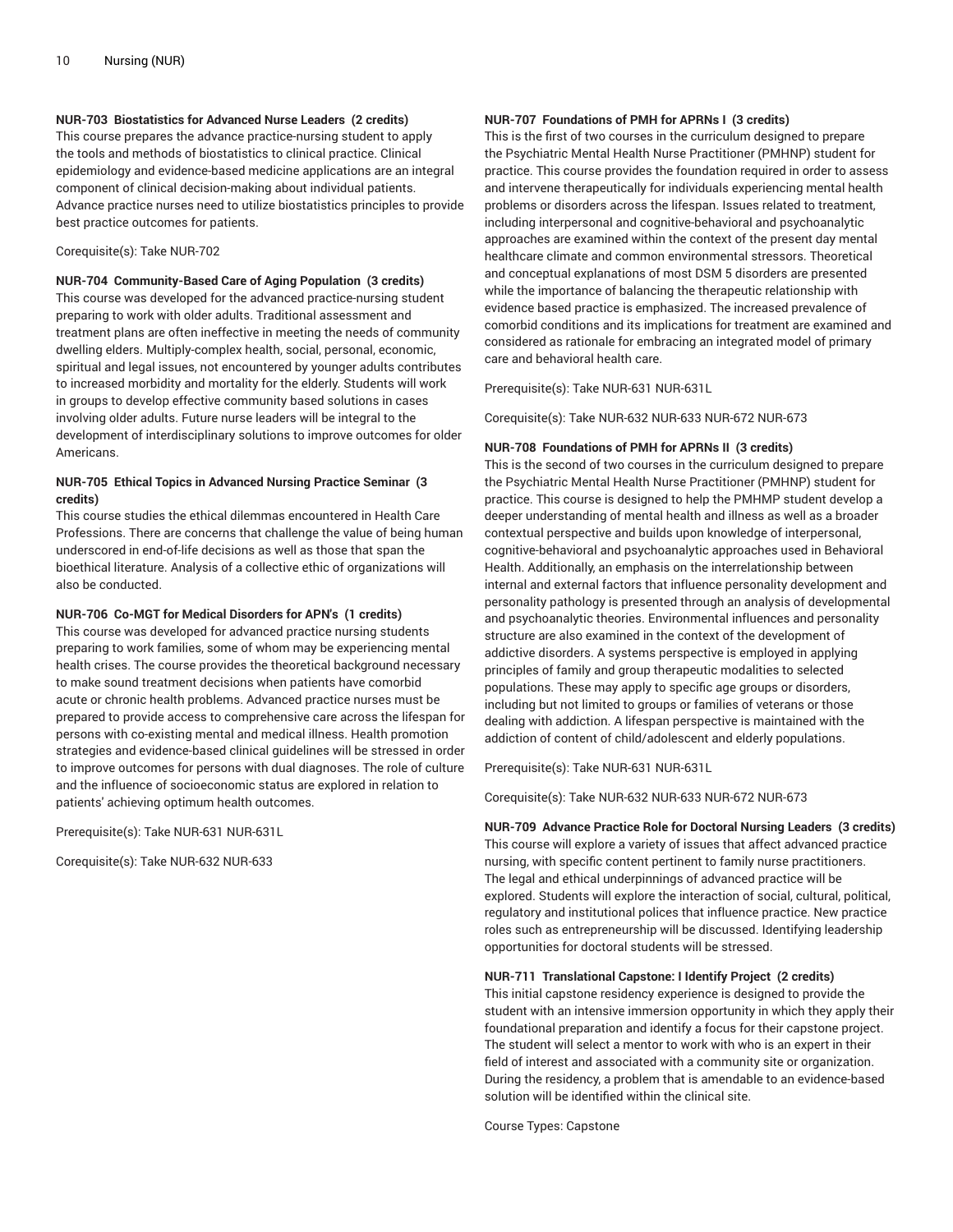**NUR-703 Biostatistics for Advanced Nurse Leaders (2 credits)**
This course prepares the advance practice-nursing student to apply the tools and methods of biostatistics to clinical practice. Clinical epidemiology and evidence-based medicine applications are an integral component of clinical decision-making about individual patients. Advance practice nurses need to utilize biostatistics principles to provide best practice outcomes for patients.

Corequisite(s): Take NUR-702

**NUR-704 Community-Based Care of Aging Population (3 credits)**
This course was developed for the advanced practice-nursing student preparing to work with older adults. Traditional assessment and treatment plans are often ineffective in meeting the needs of community dwelling elders. Multiply-complex health, social, personal, economic, spiritual and legal issues, not encountered by younger adults contributes to increased morbidity and mortality for the elderly. Students will work in groups to develop effective community based solutions in cases involving older adults. Future nurse leaders will be integral to the development of interdisciplinary solutions to improve outcomes for older Americans.

**NUR-705 Ethical Topics in Advanced Nursing Practice Seminar (3 credits)**
This course studies the ethical dilemmas encountered in Health Care Professions. There are concerns that challenge the value of being human underscored in end-of-life decisions as well as those that span the bioethical literature. Analysis of a collective ethic of organizations will also be conducted.

**NUR-706 Co-MGT for Medical Disorders for APN's (1 credits)**
This course was developed for advanced practice nursing students preparing to work families, some of whom may be experiencing mental health crises. The course provides the theoretical background necessary to make sound treatment decisions when patients have comorbid acute or chronic health problems. Advanced practice nurses must be prepared to provide access to comprehensive care across the lifespan for persons with co-existing mental and medical illness. Health promotion strategies and evidence-based clinical guidelines will be stressed in order to improve outcomes for persons with dual diagnoses. The role of culture and the influence of socioeconomic status are explored in relation to patients' achieving optimum health outcomes.

Prerequisite(s): Take NUR-631 NUR-631L

Corequisite(s): Take NUR-632 NUR-633

**NUR-707 Foundations of PMH for APRNs I (3 credits)**
This is the first of two courses in the curriculum designed to prepare the Psychiatric Mental Health Nurse Practitioner (PMHNP) student for practice. This course provides the foundation required in order to assess and intervene therapeutically for individuals experiencing mental health problems or disorders across the lifespan. Issues related to treatment, including interpersonal and cognitive-behavioral and psychoanalytic approaches are examined within the context of the present day mental healthcare climate and common environmental stressors. Theoretical and conceptual explanations of most DSM 5 disorders are presented while the importance of balancing the therapeutic relationship with evidence based practice is emphasized. The increased prevalence of comorbid conditions and its implications for treatment are examined and considered as rationale for embracing an integrated model of primary care and behavioral health care.

Prerequisite(s): Take NUR-631 NUR-631L

Corequisite(s): Take NUR-632 NUR-633 NUR-672 NUR-673

**NUR-708 Foundations of PMH for APRNs II (3 credits)**
This is the second of two courses in the curriculum designed to prepare the Psychiatric Mental Health Nurse Practitioner (PMHNP) student for practice. This course is designed to help the PMHMP student develop a deeper understanding of mental health and illness as well as a broader contextual perspective and builds upon knowledge of interpersonal, cognitive-behavioral and psychoanalytic approaches used in Behavioral Health. Additionally, an emphasis on the interrelationship between internal and external factors that influence personality development and personality pathology is presented through an analysis of developmental and psychoanalytic theories. Environmental influences and personality structure are also examined in the context of the development of addictive disorders. A systems perspective is employed in applying principles of family and group therapeutic modalities to selected populations. These may apply to specific age groups or disorders, including but not limited to groups or families of veterans or those dealing with addiction. A lifespan perspective is maintained with the addiction of content of child/adolescent and elderly populations.

Prerequisite(s): Take NUR-631 NUR-631L

Corequisite(s): Take NUR-632 NUR-633 NUR-672 NUR-673

**NUR-709 Advance Practice Role for Doctoral Nursing Leaders (3 credits)**
This course will explore a variety of issues that affect advanced practice nursing, with specific content pertinent to family nurse practitioners. The legal and ethical underpinnings of advanced practice will be explored. Students will explore the interaction of social, cultural, political, regulatory and institutional polices that influence practice. New practice roles such as entrepreneurship will be discussed. Identifying leadership opportunities for doctoral students will be stressed.

**NUR-711 Translational Capstone: I Identify Project (2 credits)**
This initial capstone residency experience is designed to provide the student with an intensive immersion opportunity in which they apply their foundational preparation and identify a focus for their capstone project. The student will select a mentor to work with who is an expert in their field of interest and associated with a community site or organization. During the residency, a problem that is amendable to an evidence-based solution will be identified within the clinical site.

Course Types: Capstone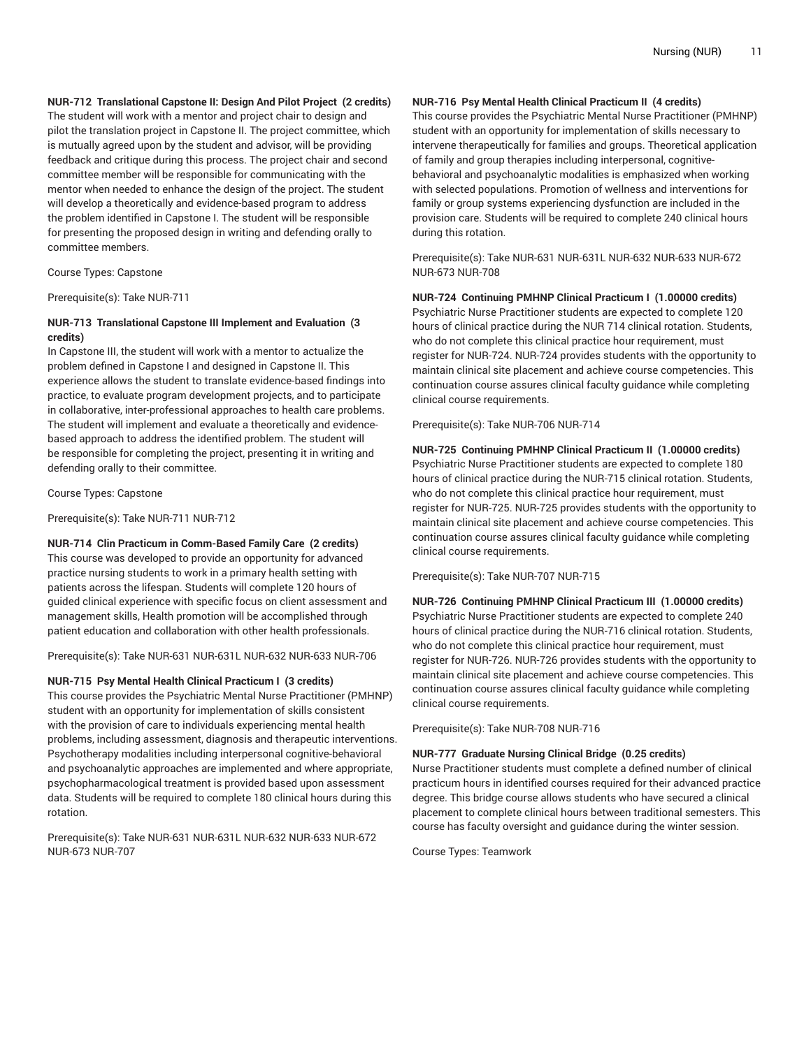**NUR-712 Translational Capstone II: Design And Pilot Project (2 credits)**
The student will work with a mentor and project chair to design and pilot the translation project in Capstone II. The project committee, which is mutually agreed upon by the student and advisor, will be providing feedback and critique during this process. The project chair and second committee member will be responsible for communicating with the mentor when needed to enhance the design of the project. The student will develop a theoretically and evidence-based program to address the problem identified in Capstone I. The student will be responsible for presenting the proposed design in writing and defending orally to committee members.

Course Types: Capstone

Prerequisite(s): Take NUR-711

**NUR-713 Translational Capstone III Implement and Evaluation (3 credits)**
In Capstone III, the student will work with a mentor to actualize the problem defined in Capstone I and designed in Capstone II. This experience allows the student to translate evidence-based findings into practice, to evaluate program development projects, and to participate in collaborative, inter-professional approaches to health care problems. The student will implement and evaluate a theoretically and evidence-based approach to address the identified problem. The student will be responsible for completing the project, presenting it in writing and defending orally to their committee.

Course Types: Capstone

Prerequisite(s): Take NUR-711 NUR-712

**NUR-714 Clin Practicum in Comm-Based Family Care (2 credits)**
This course was developed to provide an opportunity for advanced practice nursing students to work in a primary health setting with patients across the lifespan. Students will complete 120 hours of guided clinical experience with specific focus on client assessment and management skills, Health promotion will be accomplished through patient education and collaboration with other health professionals.

Prerequisite(s): Take NUR-631 NUR-631L NUR-632 NUR-633 NUR-706

**NUR-715 Psy Mental Health Clinical Practicum I (3 credits)**
This course provides the Psychiatric Mental Nurse Practitioner (PMHNP) student with an opportunity for implementation of skills consistent with the provision of care to individuals experiencing mental health problems, including assessment, diagnosis and therapeutic interventions. Psychotherapy modalities including interpersonal cognitive-behavioral and psychoanalytic approaches are implemented and where appropriate, psychopharmacological treatment is provided based upon assessment data. Students will be required to complete 180 clinical hours during this rotation.

Prerequisite(s): Take NUR-631 NUR-631L NUR-632 NUR-633 NUR-672 NUR-673 NUR-707

**NUR-716 Psy Mental Health Clinical Practicum II (4 credits)**
This course provides the Psychiatric Mental Nurse Practitioner (PMHNP) student with an opportunity for implementation of skills necessary to intervene therapeutically for families and groups. Theoretical application of family and group therapies including interpersonal, cognitive-behavioral and psychoanalytic modalities is emphasized when working with selected populations. Promotion of wellness and interventions for family or group systems experiencing dysfunction are included in the provision care. Students will be required to complete 240 clinical hours during this rotation.

Prerequisite(s): Take NUR-631 NUR-631L NUR-632 NUR-633 NUR-672 NUR-673 NUR-708

**NUR-724 Continuing PMHNP Clinical Practicum I (1.00000 credits)**
Psychiatric Nurse Practitioner students are expected to complete 120 hours of clinical practice during the NUR 714 clinical rotation. Students, who do not complete this clinical practice hour requirement, must register for NUR-724. NUR-724 provides students with the opportunity to maintain clinical site placement and achieve course competencies. This continuation course assures clinical faculty guidance while completing clinical course requirements.

Prerequisite(s): Take NUR-706 NUR-714

**NUR-725 Continuing PMHNP Clinical Practicum II (1.00000 credits)**
Psychiatric Nurse Practitioner students are expected to complete 180 hours of clinical practice during the NUR-715 clinical rotation. Students, who do not complete this clinical practice hour requirement, must register for NUR-725. NUR-725 provides students with the opportunity to maintain clinical site placement and achieve course competencies. This continuation course assures clinical faculty guidance while completing clinical course requirements.

Prerequisite(s): Take NUR-707 NUR-715

**NUR-726 Continuing PMHNP Clinical Practicum III (1.00000 credits)**
Psychiatric Nurse Practitioner students are expected to complete 240 hours of clinical practice during the NUR-716 clinical rotation. Students, who do not complete this clinical practice hour requirement, must register for NUR-726. NUR-726 provides students with the opportunity to maintain clinical site placement and achieve course competencies. This continuation course assures clinical faculty guidance while completing clinical course requirements.

Prerequisite(s): Take NUR-708 NUR-716

**NUR-777 Graduate Nursing Clinical Bridge (0.25 credits)**
Nurse Practitioner students must complete a defined number of clinical practicum hours in identified courses required for their advanced practice degree. This bridge course allows students who have secured a clinical placement to complete clinical hours between traditional semesters. This course has faculty oversight and guidance during the winter session.

Course Types: Teamwork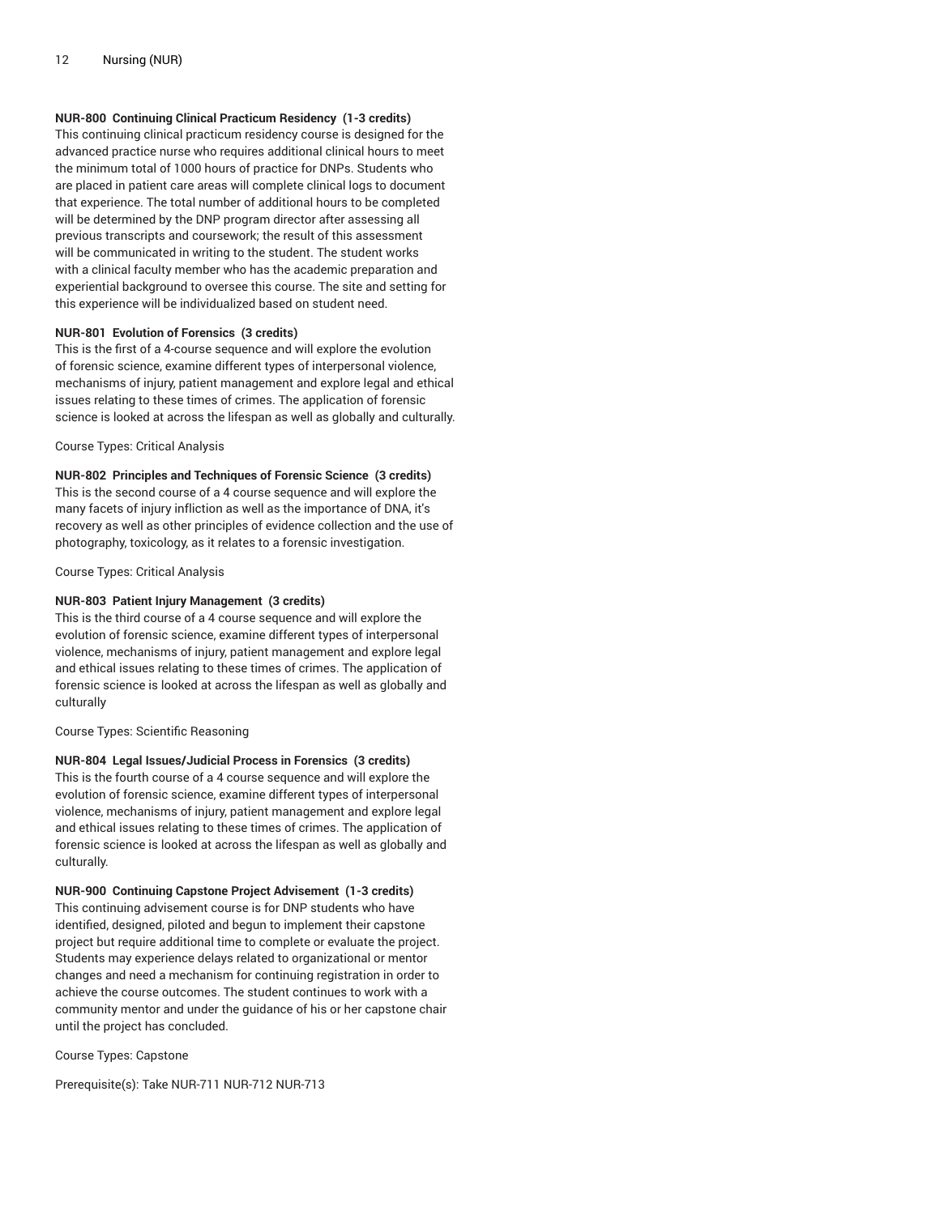**NUR-800 Continuing Clinical Practicum Residency (1-3 credits)**
This continuing clinical practicum residency course is designed for the advanced practice nurse who requires additional clinical hours to meet the minimum total of 1000 hours of practice for DNPs. Students who are placed in patient care areas will complete clinical logs to document that experience. The total number of additional hours to be completed will be determined by the DNP program director after assessing all previous transcripts and coursework; the result of this assessment will be communicated in writing to the student. The student works with a clinical faculty member who has the academic preparation and experiential background to oversee this course. The site and setting for this experience will be individualized based on student need.

**NUR-801 Evolution of Forensics (3 credits)**
This is the first of a 4-course sequence and will explore the evolution of forensic science, examine different types of interpersonal violence, mechanisms of injury, patient management and explore legal and ethical issues relating to these times of crimes. The application of forensic science is looked at across the lifespan as well as globally and culturally.

Course Types: Critical Analysis

**NUR-802 Principles and Techniques of Forensic Science (3 credits)**
This is the second course of a 4 course sequence and will explore the many facets of injury infliction as well as the importance of DNA, it's recovery as well as other principles of evidence collection and the use of photography, toxicology, as it relates to a forensic investigation.

Course Types: Critical Analysis

**NUR-803 Patient Injury Management (3 credits)**
This is the third course of a 4 course sequence and will explore the evolution of forensic science, examine different types of interpersonal violence, mechanisms of injury, patient management and explore legal and ethical issues relating to these times of crimes. The application of forensic science is looked at across the lifespan as well as globally and culturally

Course Types: Scientific Reasoning

**NUR-804 Legal Issues/Judicial Process in Forensics (3 credits)**
This is the fourth course of a 4 course sequence and will explore the evolution of forensic science, examine different types of interpersonal violence, mechanisms of injury, patient management and explore legal and ethical issues relating to these times of crimes. The application of forensic science is looked at across the lifespan as well as globally and culturally.

**NUR-900 Continuing Capstone Project Advisement (1-3 credits)**
This continuing advisement course is for DNP students who have identified, designed, piloted and begun to implement their capstone project but require additional time to complete or evaluate the project. Students may experience delays related to organizational or mentor changes and need a mechanism for continuing registration in order to achieve the course outcomes. The student continues to work with a community mentor and under the guidance of his or her capstone chair until the project has concluded.

Course Types: Capstone

Prerequisite(s): Take NUR-711 NUR-712 NUR-713